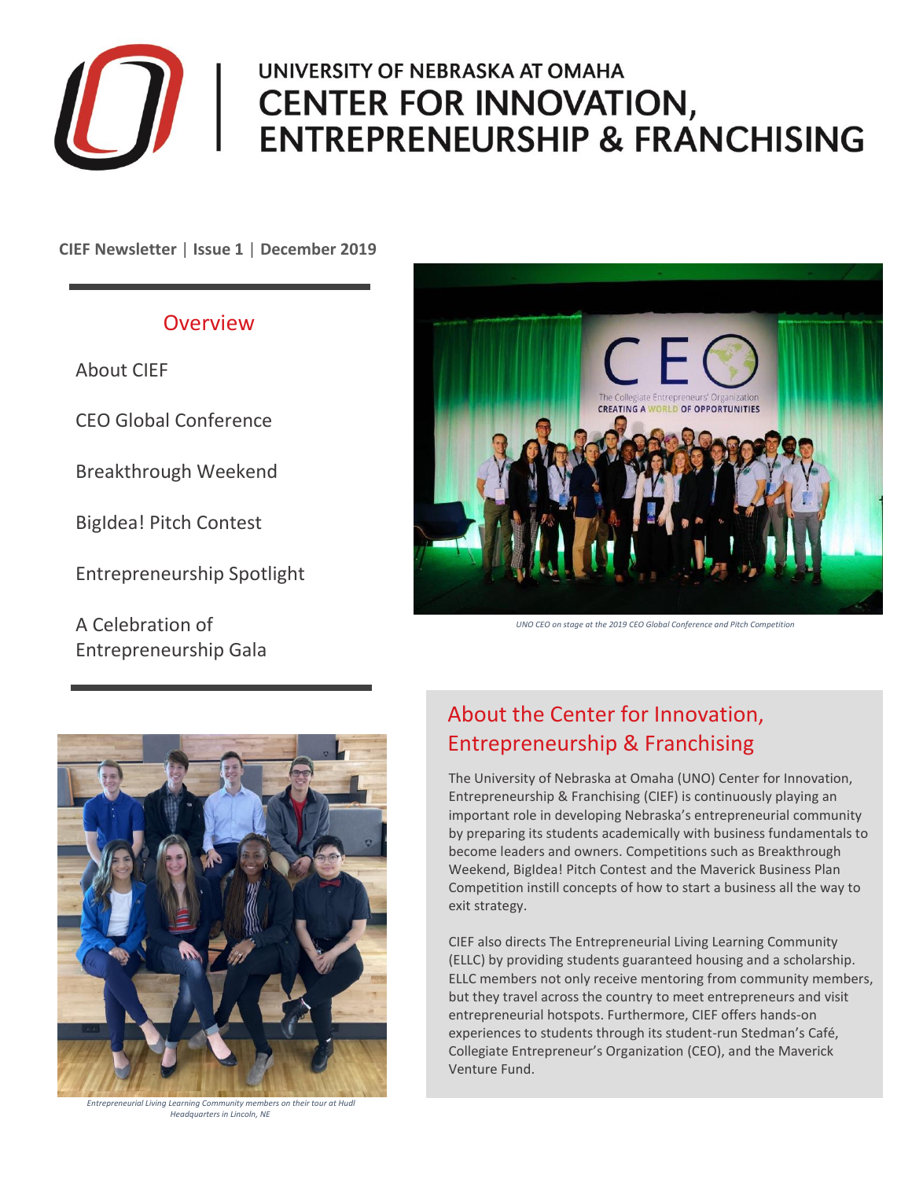# UNIVERSITY OF NEBRASKA AT OMAHA
# CENTER FOR INNOVATION, ENTREPRENEURSHIP & FRANCHISING

**CIEF Newsletter | Issue 1 | December 2019**

## Overview

- About CIEF
- CEO Global Conference
- Breakthrough Weekend
- BigIdea! Pitch Contest
- Entrepreneurship Spotlight
- A Celebration of Entrepreneurship Gala

*UNO CEO on stage at the 2019 CEO Global Conference and Pitch Competition*

*Entrepreneurial Living Learning Community members on their tour at Hudl Headquarters in Lincoln, NE*

## About the Center for Innovation, Entrepreneurship & Franchising

The University of Nebraska at Omaha (UNO) Center for Innovation, Entrepreneurship & Franchising (CIEF) is continuously playing an important role in developing Nebraska's entrepreneurial community by preparing its students academically with business fundamentals to become leaders and owners. Competitions such as Breakthrough Weekend, BigIdea! Pitch Contest and the Maverick Business Plan Competition instill concepts of how to start a business all the way to exit strategy.

CIEF also directs The Entrepreneurial Living Learning Community (ELLC) by providing students guaranteed housing and a scholarship. ELLC members not only receive mentoring from community members, but they travel across the country to meet entrepreneurs and visit entrepreneurial hotspots. Furthermore, CIEF offers hands-on experiences to students through its student-run Stedman's Café, Collegiate Entrepreneur's Organization (CEO), and the Maverick Venture Fund.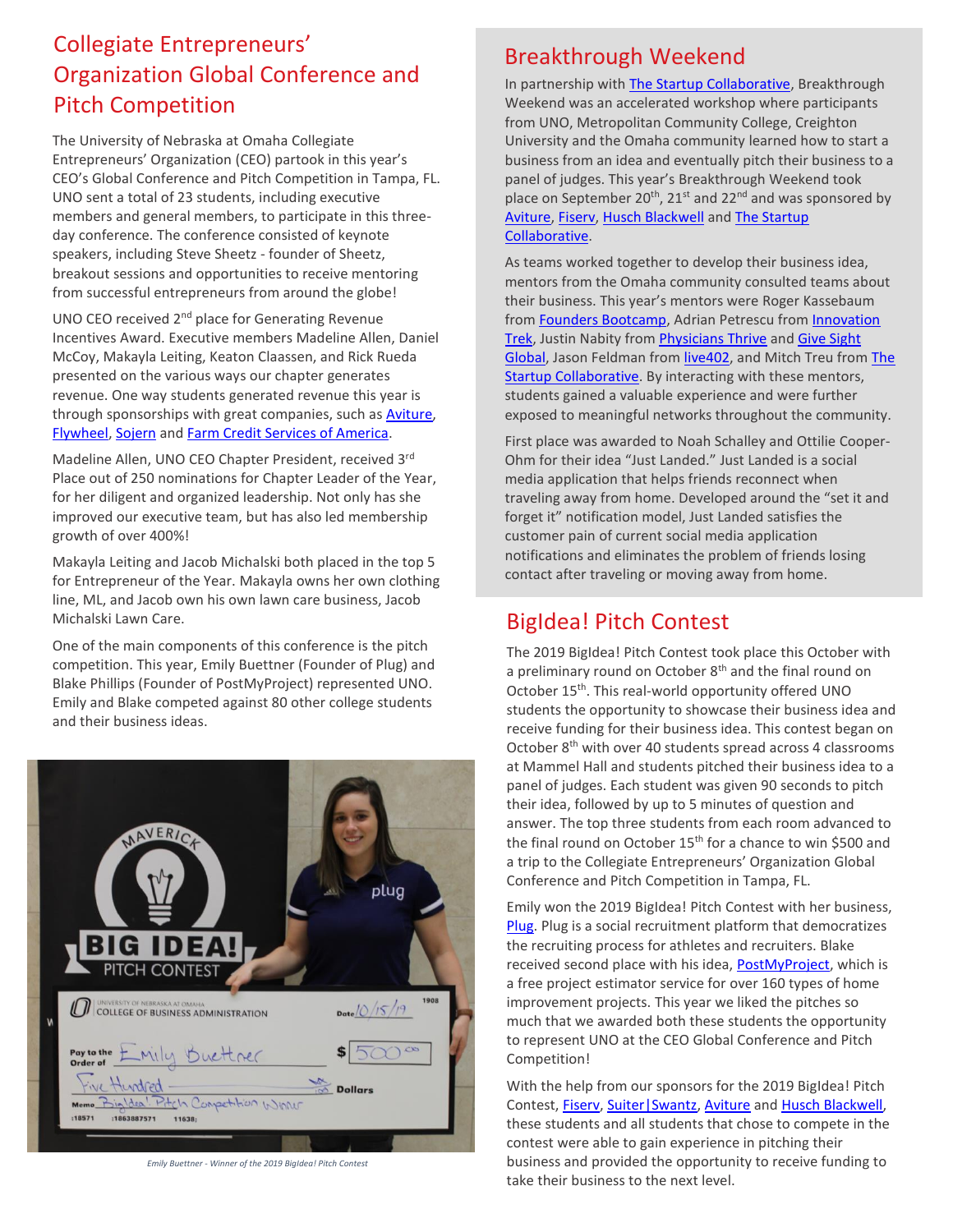## Collegiate Entrepreneurs' Organization Global Conference and Pitch Competition

The University of Nebraska at Omaha Collegiate Entrepreneurs' Organization (CEO) partook in this year's CEO's Global Conference and Pitch Competition in Tampa, FL. UNO sent a total of 23 students, including executive members and general members, to participate in this three-day conference. The conference consisted of keynote speakers, including Steve Sheetz - founder of Sheetz, breakout sessions and opportunities to receive mentoring from successful entrepreneurs from around the globe!

UNO CEO received 2nd place for Generating Revenue Incentives Award. Executive members Madeline Allen, Daniel McCoy, Makayla Leiting, Keaton Claassen, and Rick Rueda presented on the various ways our chapter generates revenue. One way students generated revenue this year is through sponsorships with great companies, such as Aviture, Flywheel, Sojern and Farm Credit Services of America.

Madeline Allen, UNO CEO Chapter President, received 3rd Place out of 250 nominations for Chapter Leader of the Year, for her diligent and organized leadership. Not only has she improved our executive team, but has also led membership growth of over 400%!

Makayla Leiting and Jacob Michalski both placed in the top 5 for Entrepreneur of the Year. Makayla owns her own clothing line, ML, and Jacob own his own lawn care business, Jacob Michalski Lawn Care.

One of the main components of this conference is the pitch competition. This year, Emily Buettner (Founder of Plug) and Blake Phillips (Founder of PostMyProject) represented UNO. Emily and Blake competed against 80 other college students and their business ideas.

*Emily Buettner - Winner of the 2019 BigIdea! Pitch Contest*

## Breakthrough Weekend

In partnership with The Startup Collaborative, Breakthrough Weekend was an accelerated workshop where participants from UNO, Metropolitan Community College, Creighton University and the Omaha community learned how to start a business from an idea and eventually pitch their business to a panel of judges. This year's Breakthrough Weekend took place on September 20th, 21st and 22nd and was sponsored by Aviture, Fiserv, Husch Blackwell and The Startup Collaborative.

As teams worked together to develop their business idea, mentors from the Omaha community consulted teams about their business. This year's mentors were Roger Kassebaum from Founders Bootcamp, Adrian Petrescu from Innovation Trek, Justin Nabity from Physicians Thrive and Give Sight Global, Jason Feldman from live402, and Mitch Treu from The Startup Collaborative. By interacting with these mentors, students gained a valuable experience and were further exposed to meaningful networks throughout the community.

First place was awarded to Noah Schalley and Ottilie Cooper-Ohm for their idea "Just Landed." Just Landed is a social media application that helps friends reconnect when traveling away from home. Developed around the "set it and forget it" notification model, Just Landed satisfies the customer pain of current social media application notifications and eliminates the problem of friends losing contact after traveling or moving away from home.

## BigIdea! Pitch Contest

The 2019 BigIdea! Pitch Contest took place this October with a preliminary round on October 8th and the final round on October 15th. This real-world opportunity offered UNO students the opportunity to showcase their business idea and receive funding for their business idea. This contest began on October 8th with over 40 students spread across 4 classrooms at Mammel Hall and students pitched their business idea to a panel of judges. Each student was given 90 seconds to pitch their idea, followed by up to 5 minutes of question and answer. The top three students from each room advanced to the final round on October 15th for a chance to win $500 and a trip to the Collegiate Entrepreneurs' Organization Global Conference and Pitch Competition in Tampa, FL.

Emily won the 2019 BigIdea! Pitch Contest with her business, Plug. Plug is a social recruitment platform that democratizes the recruiting process for athletes and recruiters. Blake received second place with his idea, PostMyProject, which is a free project estimator service for over 160 types of home improvement projects. This year we liked the pitches so much that we awarded both these students the opportunity to represent UNO at the CEO Global Conference and Pitch Competition!

With the help from our sponsors for the 2019 BigIdea! Pitch Contest, Fiserv, Suiter|Swantz, Aviture and Husch Blackwell, these students and all students that chose to compete in the contest were able to gain experience in pitching their business and provided the opportunity to receive funding to take their business to the next level.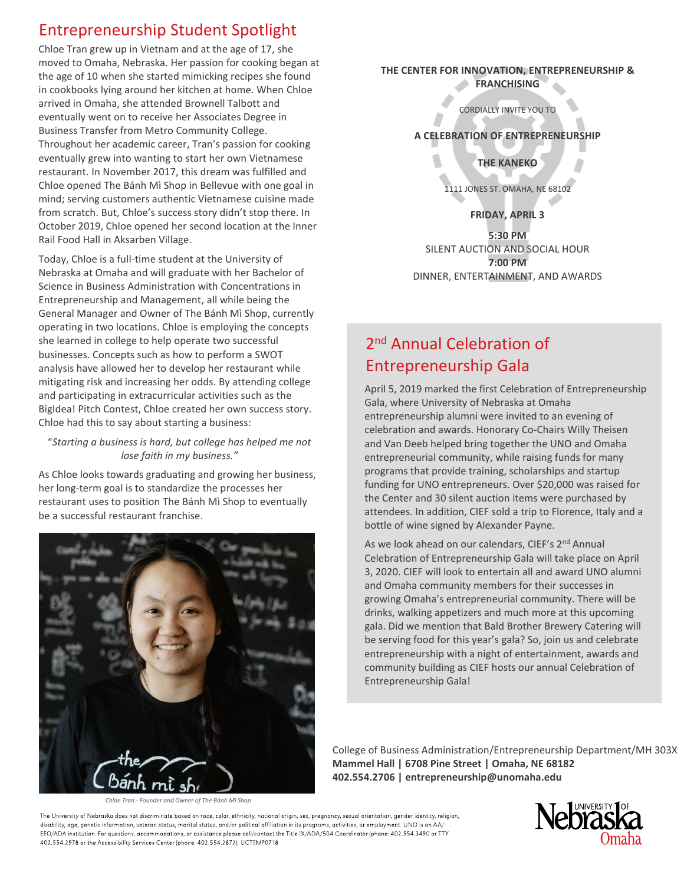## Entrepreneurship Student Spotlight

Chloe Tran grew up in Vietnam and at the age of 17, she moved to Omaha, Nebraska. Her passion for cooking began at the age of 10 when she started mimicking recipes she found in cookbooks lying around her kitchen at home. When Chloe arrived in Omaha, she attended Brownell Talbott and eventually went on to receive her Associates Degree in Business Transfer from Metro Community College. Throughout her academic career, Tran's passion for cooking eventually grew into wanting to start her own Vietnamese restaurant. In November 2017, this dream was fulfilled and Chloe opened The Bánh Mì Shop in Bellevue with one goal in mind; serving customers authentic Vietnamese cuisine made from scratch. But, Chloe's success story didn't stop there. In October 2019, Chloe opened her second location at the Inner Rail Food Hall in Aksarben Village.

Today, Chloe is a full-time student at the University of Nebraska at Omaha and will graduate with her Bachelor of Science in Business Administration with Concentrations in Entrepreneurship and Management, all while being the General Manager and Owner of The Bánh Mì Shop, currently operating in two locations. Chloe is employing the concepts she learned in college to help operate two successful businesses. Concepts such as how to perform a SWOT analysis have allowed her to develop her restaurant while mitigating risk and increasing her odds. By attending college and participating in extracurricular activities such as the BigIdea! Pitch Contest, Chloe created her own success story. Chloe had this to say about starting a business:

> "*Starting a business is hard, but college has helped me not lose faith in my business."*

As Chloe looks towards graduating and growing her business, her long-term goal is to standardize the processes her restaurant uses to position The Bánh Mì Shop to eventually be a successful restaurant franchise.

*Chloe Tran - Founder and Owner of The Bánh Mì Shop*

**THE CENTER FOR INNOVATION, ENTREPRENEURSHIP & FRANCHISING**

CORDIALLY INVITE YOU TO

**A CELEBRATION OF ENTREPRENEURSHIP**

**THE KANEKO**

1111 JONES ST. OMAHA, NE 68102

**FRIDAY, APRIL 3**

**5:30 PM**
SILENT AUCTION AND SOCIAL HOUR
**7:00 PM**
DINNER, ENTERTAINMENT, AND AWARDS

## 2nd Annual Celebration of Entrepreneurship Gala

April 5, 2019 marked the first Celebration of Entrepreneurship Gala, where University of Nebraska at Omaha entrepreneurship alumni were invited to an evening of celebration and awards. Honorary Co-Chairs Willy Theisen and Van Deeb helped bring together the UNO and Omaha entrepreneurial community, while raising funds for many programs that provide training, scholarships and startup funding for UNO entrepreneurs. Over $20,000 was raised for the Center and 30 silent auction items were purchased by attendees. In addition, CIEF sold a trip to Florence, Italy and a bottle of wine signed by Alexander Payne.

As we look ahead on our calendars, CIEF's 2nd Annual Celebration of Entrepreneurship Gala will take place on April 3, 2020. CIEF will look to entertain all and award UNO alumni and Omaha community members for their successes in growing Omaha's entrepreneurial community. There will be drinks, walking appetizers and much more at this upcoming gala. Did we mention that Bald Brother Brewery Catering will be serving food for this year's gala? So, join us and celebrate entrepreneurship with a night of entertainment, awards and community building as CIEF hosts our annual Celebration of Entrepreneurship Gala!

College of Business Administration/Entrepreneurship Department/MH 303X
**Mammel Hall | 6708 Pine Street | Omaha, NE 68182**
**402.554.2706 | entrepreneurship@unomaha.edu**

The University of Nebraska does not discriminate based on race, color, ethnicity, national origin, sex, pregnancy, sexual orientation, gender identity, religion, disability, age, genetic information, veteran status, marital status, and/or political affiliation in its programs, activities, or employment. UNO is an AA/EEO/ADA institution. For questions, accommodations, or assistance please call/contact the Title IX/ADA/504 Coordinator (phone: 402.554.3490 or TTY 402.554.2978 or the Accessibility Services Center (phone: 402.554.2872). UCTEMP0718

University of Nebraska Omaha